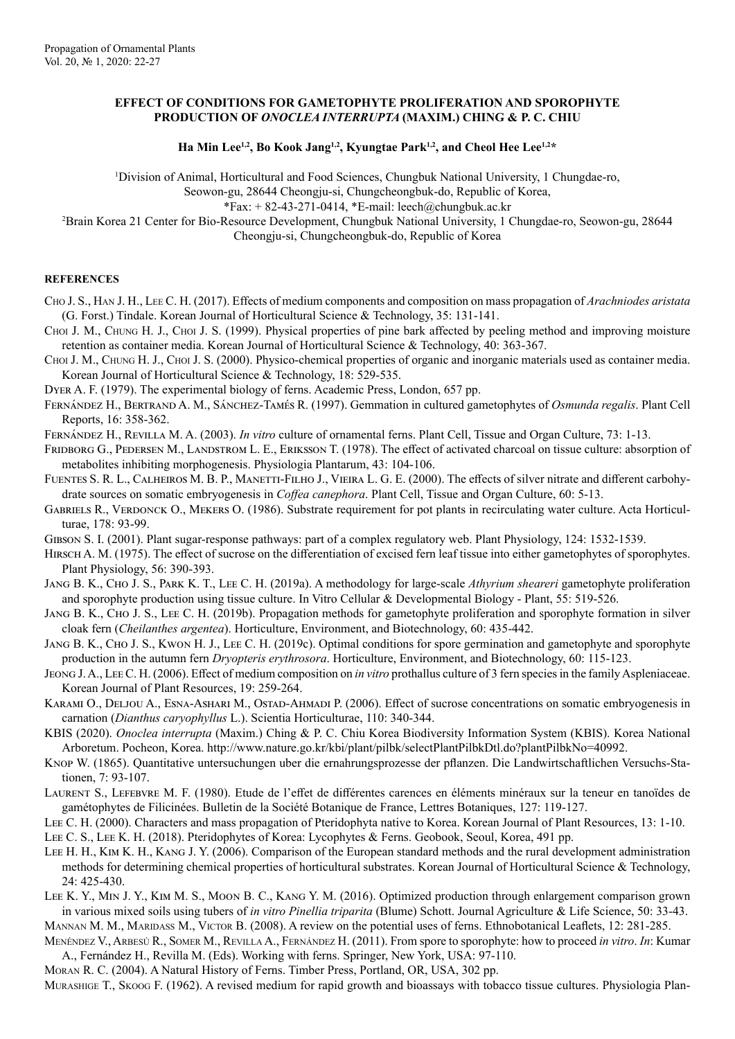# EFFECT OF CONDITIONS FOR GAMETOPHYTE PROLIFERATION AND SPOROPHYTE PRODUCTION OF *ONOCLEA INTERRUPTA* (MAXIM.) CHING & P. C. CHIU

**Ha Min Lee[1,2], Bo Kook Jang[1,2], Kyungtae Park[1,2], and Cheol Hee Lee[1,2]***

[1]Division of Animal, Horticultural and Food Sciences, Chungbuk National University, 1 Chungdae-ro, Seowon-gu, 28644 Cheongju-si, Chungcheongbuk-do, Republic of Korea,
*Fax: + 82-43-271-0414, *E-mail: leech@chungbuk.ac.kr

[2]Brain Korea 21 Center for Bio-Resource Development, Chungbuk National University, 1 Chungdae-ro, Seowon-gu, 28644 Cheongju-si, Chungcheongbuk-do, Republic of Korea

## REFERENCES

Cho J. S., Han J. H., Lee C. H. (2017). Effects of medium components and composition on mass propagation of *Arachniodes aristata* (G. Forst.) Tindale. Korean Journal of Horticultural Science & Technology, 35: 131-141.

Choi J. M., Chung H. J., Choi J. S. (1999). Physical properties of pine bark affected by peeling method and improving moisture retention as container media. Korean Journal of Horticultural Science & Technology, 40: 363-367.

Choi J. M., Chung H. J., Choi J. S. (2000). Physico-chemical properties of organic and inorganic materials used as container media. Korean Journal of Horticultural Science & Technology, 18: 529-535.

Dyer A. F. (1979). The experimental biology of ferns. Academic Press, London, 657 pp.

Fernández H., Bertrand A. M., Sánchez-Tamés R. (1997). Gemmation in cultured gametophytes of *Osmunda regalis*. Plant Cell Reports, 16: 358-362.

Fernández H., Revilla M. A. (2003). *In vitro* culture of ornamental ferns. Plant Cell, Tissue and Organ Culture, 73: 1-13.

Fridborg G., Pedersen M., Landstrom L. E., Eriksson T. (1978). The effect of activated charcoal on tissue culture: absorption of metabolites inhibiting morphogenesis. Physiologia Plantarum, 43: 104-106.

Fuentes S. R. L., Calheiros M. B. P., Manetti-Filho J., Vieira L. G. E. (2000). The effects of silver nitrate and different carbohydrate sources on somatic embryogenesis in *Coffea canephora*. Plant Cell, Tissue and Organ Culture, 60: 5-13.

Gabriels R., Verdonck O., Mekers O. (1986). Substrate requirement for pot plants in recirculating water culture. Acta Horticulturae, 178: 93-99.

Gibson S. I. (2001). Plant sugar-response pathways: part of a complex regulatory web. Plant Physiology, 124: 1532-1539.

Hirsch A. M. (1975). The effect of sucrose on the differentiation of excised fern leaf tissue into either gametophytes of sporophytes. Plant Physiology, 56: 390-393.

Jang B. K., Cho J. S., Park K. T., Lee C. H. (2019a). A methodology for large-scale *Athyrium sheareri* gametophyte proliferation and sporophyte production using tissue culture. In Vitro Cellular & Developmental Biology - Plant, 55: 519-526.

Jang B. K., Cho J. S., Lee C. H. (2019b). Propagation methods for gametophyte proliferation and sporophyte formation in silver cloak fern (*Cheilanthes argentea*). Horticulture, Environment, and Biotechnology, 60: 435-442.

Jang B. K., Cho J. S., Kwon H. J., Lee C. H. (2019c). Optimal conditions for spore germination and gametophyte and sporophyte production in the autumn fern *Dryopteris erythrosora*. Horticulture, Environment, and Biotechnology, 60: 115-123.

Jeong J. A., Lee C. H. (2006). Effect of medium composition on *in vitro* prothallus culture of 3 fern species in the family Aspleniaceae. Korean Journal of Plant Resources, 19: 259-264.

Karami O., Deljou A., Esna-Ashari M., Ostad-Ahmadi P. (2006). Effect of sucrose concentrations on somatic embryogenesis in carnation (*Dianthus caryophyllus* L.). Scientia Horticulturae, 110: 340-344.

KBIS (2020). *Onoclea interrupta* (Maxim.) Ching & P. C. Chiu Korea Biodiversity Information System (KBIS). Korea National Arboretum. Pocheon, Korea. http://www.nature.go.kr/kbi/plant/pilbk/selectPlantPilbkDtl.do?plantPilbkNo=40992.

Knop W. (1865). Quantitative untersuchungen uber die ernahrungsprozesse der pflanzen. Die Landwirtschaftlichen Versuchs-Stationen, 7: 93-107.

Laurent S., Lefebvre M. F. (1980). Etude de l'effet de différentes carences en éléments minéraux sur la teneur en tanoïdes de gamétophytes de Filicinées. Bulletin de la Société Botanique de France, Lettres Botaniques, 127: 119-127.

Lee C. H. (2000). Characters and mass propagation of Pteridophyta native to Korea. Korean Journal of Plant Resources, 13: 1-10.

Lee C. S., Lee K. H. (2018). Pteridophytes of Korea: Lycophytes & Ferns. Geobook, Seoul, Korea, 491 pp.

Lee H. H., Kim K. H., Kang J. Y. (2006). Comparison of the European standard methods and the rural development administration methods for determining chemical properties of horticultural substrates. Korean Journal of Horticultural Science & Technology, 24: 425-430.

Lee K. Y., Min J. Y., Kim M. S., Moon B. C., Kang Y. M. (2016). Optimized production through enlargement comparison grown in various mixed soils using tubers of *in vitro Pinellia triparita* (Blume) Schott. Journal Agriculture & Life Science, 50: 33-43.

Mannan M. M., Maridass M., Victor B. (2008). A review on the potential uses of ferns. Ethnobotanical Leaflets, 12: 281-285.

Menéndez V., Arbesú R., Somer M., Revilla A., Fernández H. (2011). From spore to sporophyte: how to proceed *in vitro*. *In*: Kumar A., Fernández H., Revilla M. (Eds). Working with ferns. Springer, New York, USA: 97-110.

Moran R. C. (2004). A Natural History of Ferns. Timber Press, Portland, OR, USA, 302 pp.

Murashige T., Skoog F. (1962). A revised medium for rapid growth and bioassays with tobacco tissue cultures. Physiologia Plan-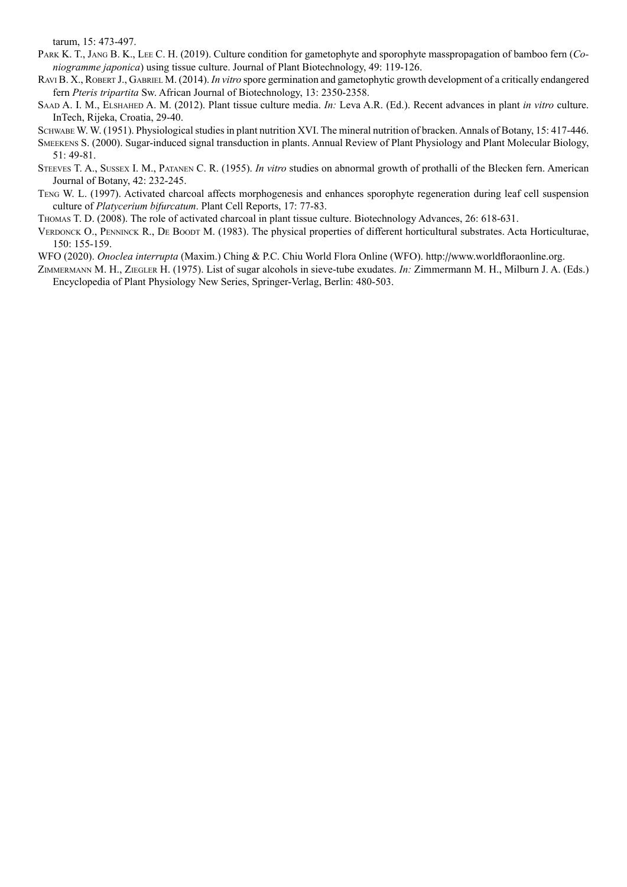tarum, 15: 473-497.

Park K. T., Jang B. K., Lee C. H. (2019). Culture condition for gametophyte and sporophyte masspropagation of bamboo fern (*Coniogramme japonica*) using tissue culture. Journal of Plant Biotechnology, 49: 119-126.

Ravi B. X., Robert J., Gabriel M. (2014). *In vitro* spore germination and gametophytic growth development of a critically endangered fern *Pteris tripartita* Sw. African Journal of Biotechnology, 13: 2350-2358.

Saad A. I. M., Elshahed A. M. (2012). Plant tissue culture media. *In:* Leva A.R. (Ed.). Recent advances in plant *in vitro* culture. InTech, Rijeka, Croatia, 29-40.

Schwabe W. W. (1951). Physiological studies in plant nutrition XVI. The mineral nutrition of bracken. Annals of Botany, 15: 417-446.

Smeekens S. (2000). Sugar-induced signal transduction in plants. Annual Review of Plant Physiology and Plant Molecular Biology, 51: 49-81.

Steeves T. A., Sussex I. M., Patanen C. R. (1955). *In vitro* studies on abnormal growth of prothalli of the Blecken fern. American Journal of Botany, 42: 232-245.

Teng W. L. (1997). Activated charcoal affects morphogenesis and enhances sporophyte regeneration during leaf cell suspension culture of *Platycerium bifurcatum*. Plant Cell Reports, 17: 77-83.

Thomas T. D. (2008). The role of activated charcoal in plant tissue culture. Biotechnology Advances, 26: 618-631.

Verdonck O., Penninck R., De Boodt M. (1983). The physical properties of different horticultural substrates. Acta Horticulturae, 150: 155-159.

WFO (2020). *Onoclea interrupta* (Maxim.) Ching & P.C. Chiu World Flora Online (WFO). http://www.worldfloraonline.org.

Zimmermann M. H., Ziegler H. (1975). List of sugar alcohols in sieve-tube exudates. *In:* Zimmermann M. H., Milburn J. A. (Eds.) Encyclopedia of Plant Physiology New Series, Springer-Verlag, Berlin: 480-503.